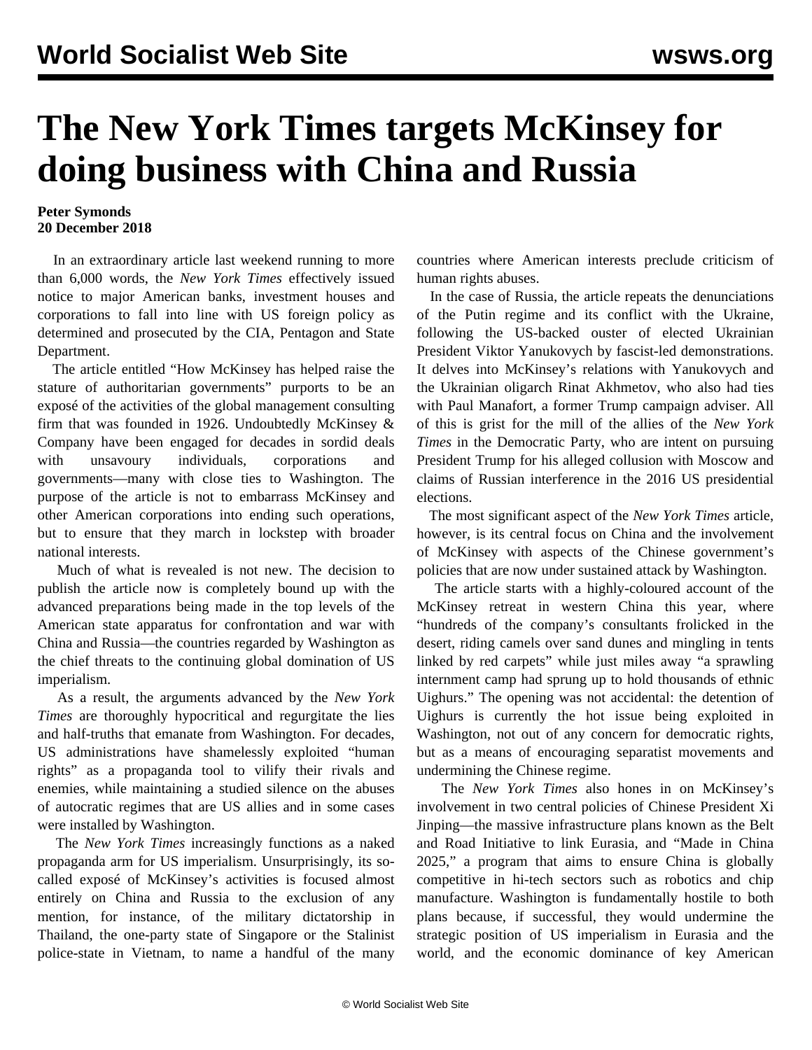# The New York Times targets McKinsey for doing business with China and Russia

**Peter Symonds**
**20 December 2018**

In an extraordinary article last weekend running to more than 6,000 words, the *New York Times* effectively issued notice to major American banks, investment houses and corporations to fall into line with US foreign policy as determined and prosecuted by the CIA, Pentagon and State Department.

The article entitled "How McKinsey has helped raise the stature of authoritarian governments" purports to be an exposé of the activities of the global management consulting firm that was founded in 1926. Undoubtedly McKinsey & Company have been engaged for decades in sordid deals with unsavoury individuals, corporations and governments—many with close ties to Washington. The purpose of the article is not to embarrass McKinsey and other American corporations into ending such operations, but to ensure that they march in lockstep with broader national interests.

Much of what is revealed is not new. The decision to publish the article now is completely bound up with the advanced preparations being made in the top levels of the American state apparatus for confrontation and war with China and Russia—the countries regarded by Washington as the chief threats to the continuing global domination of US imperialism.

As a result, the arguments advanced by the *New York Times* are thoroughly hypocritical and regurgitate the lies and half-truths that emanate from Washington. For decades, US administrations have shamelessly exploited "human rights" as a propaganda tool to vilify their rivals and enemies, while maintaining a studied silence on the abuses of autocratic regimes that are US allies and in some cases were installed by Washington.

The *New York Times* increasingly functions as a naked propaganda arm for US imperialism. Unsurprisingly, its so-called exposé of McKinsey's activities is focused almost entirely on China and Russia to the exclusion of any mention, for instance, of the military dictatorship in Thailand, the one-party state of Singapore or the Stalinist police-state in Vietnam, to name a handful of the many countries where American interests preclude criticism of human rights abuses.

In the case of Russia, the article repeats the denunciations of the Putin regime and its conflict with the Ukraine, following the US-backed ouster of elected Ukrainian President Viktor Yanukovych by fascist-led demonstrations. It delves into McKinsey's relations with Yanukovych and the Ukrainian oligarch Rinat Akhmetov, who also had ties with Paul Manafort, a former Trump campaign adviser. All of this is grist for the mill of the allies of the *New York Times* in the Democratic Party, who are intent on pursuing President Trump for his alleged collusion with Moscow and claims of Russian interference in the 2016 US presidential elections.

The most significant aspect of the *New York Times* article, however, is its central focus on China and the involvement of McKinsey with aspects of the Chinese government's policies that are now under sustained attack by Washington.

The article starts with a highly-coloured account of the McKinsey retreat in western China this year, where "hundreds of the company's consultants frolicked in the desert, riding camels over sand dunes and mingling in tents linked by red carpets" while just miles away "a sprawling internment camp had sprung up to hold thousands of ethnic Uighurs." The opening was not accidental: the detention of Uighurs is currently the hot issue being exploited in Washington, not out of any concern for democratic rights, but as a means of encouraging separatist movements and undermining the Chinese regime.

The *New York Times* also hones in on McKinsey's involvement in two central policies of Chinese President Xi Jinping—the massive infrastructure plans known as the Belt and Road Initiative to link Eurasia, and "Made in China 2025," a program that aims to ensure China is globally competitive in hi-tech sectors such as robotics and chip manufacture. Washington is fundamentally hostile to both plans because, if successful, they would undermine the strategic position of US imperialism in Eurasia and the world, and the economic dominance of key American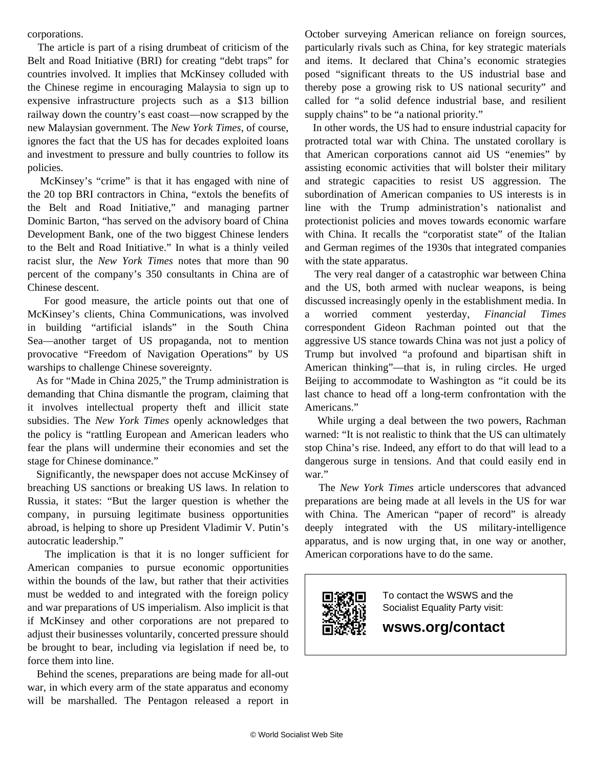corporations.

The article is part of a rising drumbeat of criticism of the Belt and Road Initiative (BRI) for creating "debt traps" for countries involved. It implies that McKinsey colluded with the Chinese regime in encouraging Malaysia to sign up to expensive infrastructure projects such as a $13 billion railway down the country's east coast—now scrapped by the new Malaysian government. The *New York Times*, of course, ignores the fact that the US has for decades exploited loans and investment to pressure and bully countries to follow its policies.

McKinsey's "crime" is that it has engaged with nine of the 20 top BRI contractors in China, "extols the benefits of the Belt and Road Initiative," and managing partner Dominic Barton, "has served on the advisory board of China Development Bank, one of the two biggest Chinese lenders to the Belt and Road Initiative." In what is a thinly veiled racist slur, the *New York Times* notes that more than 90 percent of the company's 350 consultants in China are of Chinese descent.

For good measure, the article points out that one of McKinsey's clients, China Communications, was involved in building "artificial islands" in the South China Sea—another target of US propaganda, not to mention provocative "Freedom of Navigation Operations" by US warships to challenge Chinese sovereignty.

As for "Made in China 2025," the Trump administration is demanding that China dismantle the program, claiming that it involves intellectual property theft and illicit state subsidies. The *New York Times* openly acknowledges that the policy is "rattling European and American leaders who fear the plans will undermine their economies and set the stage for Chinese dominance."

Significantly, the newspaper does not accuse McKinsey of breaching US sanctions or breaking US laws. In relation to Russia, it states: "But the larger question is whether the company, in pursuing legitimate business opportunities abroad, is helping to shore up President Vladimir V. Putin's autocratic leadership."

The implication is that it is no longer sufficient for American companies to pursue economic opportunities within the bounds of the law, but rather that their activities must be wedded to and integrated with the foreign policy and war preparations of US imperialism. Also implicit is that if McKinsey and other corporations are not prepared to adjust their businesses voluntarily, concerted pressure should be brought to bear, including via legislation if need be, to force them into line.

Behind the scenes, preparations are being made for all-out war, in which every arm of the state apparatus and economy will be marshalled. The Pentagon released a report in October surveying American reliance on foreign sources, particularly rivals such as China, for key strategic materials and items. It declared that China's economic strategies posed "significant threats to the US industrial base and thereby pose a growing risk to US national security" and called for "a solid defence industrial base, and resilient supply chains" to be "a national priority."

In other words, the US had to ensure industrial capacity for protracted total war with China. The unstated corollary is that American corporations cannot aid US "enemies" by assisting economic activities that will bolster their military and strategic capacities to resist US aggression. The subordination of American companies to US interests is in line with the Trump administration's nationalist and protectionist policies and moves towards economic warfare with China. It recalls the "corporatist state" of the Italian and German regimes of the 1930s that integrated companies with the state apparatus.

The very real danger of a catastrophic war between China and the US, both armed with nuclear weapons, is being discussed increasingly openly in the establishment media. In a worried comment yesterday, *Financial Times* correspondent Gideon Rachman pointed out that the aggressive US stance towards China was not just a policy of Trump but involved "a profound and bipartisan shift in American thinking"—that is, in ruling circles. He urged Beijing to accommodate to Washington as "it could be its last chance to head off a long-term confrontation with the Americans."

While urging a deal between the two powers, Rachman warned: "It is not realistic to think that the US can ultimately stop China's rise. Indeed, any effort to do that will lead to a dangerous surge in tensions. And that could easily end in war."

The *New York Times* article underscores that advanced preparations are being made at all levels in the US for war with China. The American "paper of record" is already deeply integrated with the US military-intelligence apparatus, and is now urging that, in one way or another, American corporations have to do the same.

To contact the WSWS and the Socialist Equality Party visit:

**wsws.org/contact**